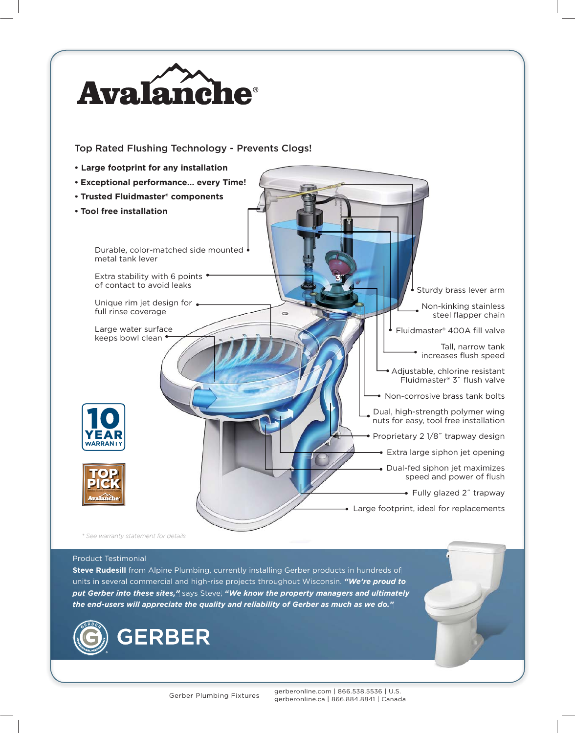# Avalanche®

## Top Rated Flushing Technology - Prevents Clogs!

- **Large footprint for any installation**
- **Exceptional performance... every Time!**
- **Trusted Fluidmaster® components**
- **Tool free installation**

Durable, color-matched side mounted metal tank lever

Extra stability with 6 points of contact to avoid leaks

Unique rim jet design for full rinse coverage

Large water surface keeps bowl clean

Sturdy brass lever arm

Non-kinking stainless steel flapper chain

Fluidmaster® 400A fill valve

Tall, narrow tank increases flush speed

Adjustable, chlorine resistant Fluidmaster® 3˝ flush valve

Non-corrosive brass tank bolts

Dual, high-strength polymer wing nuts for easy, tool free installation

Proprietary 2 1/8˝ trapway design

Extra large siphon jet opening

Dual-fed siphon jet maximizes speed and power of flush

Fully glazed 2˝ trapway

Large footprint, ideal for replacements

10 YEAR WARRANTY

TOP PICK Avalanche

* See warranty statement for details

Product Testimonial

**Steve Rudesill** from Alpine Plumbing, currently installing Gerber products in hundreds of units in several commercial and high-rise projects throughout Wisconsin. ***"We're proud to put Gerber into these sites,"*** says Steve. ***"We know the property managers and ultimately the end-users will appreciate the quality and reliability of Gerber as much as we do."***

GERBER

Gerber Plumbing Fixtures

gerberonline.com | 866.538.5536 | U.S.
gerberonline.ca | 866.884.8841 | Canada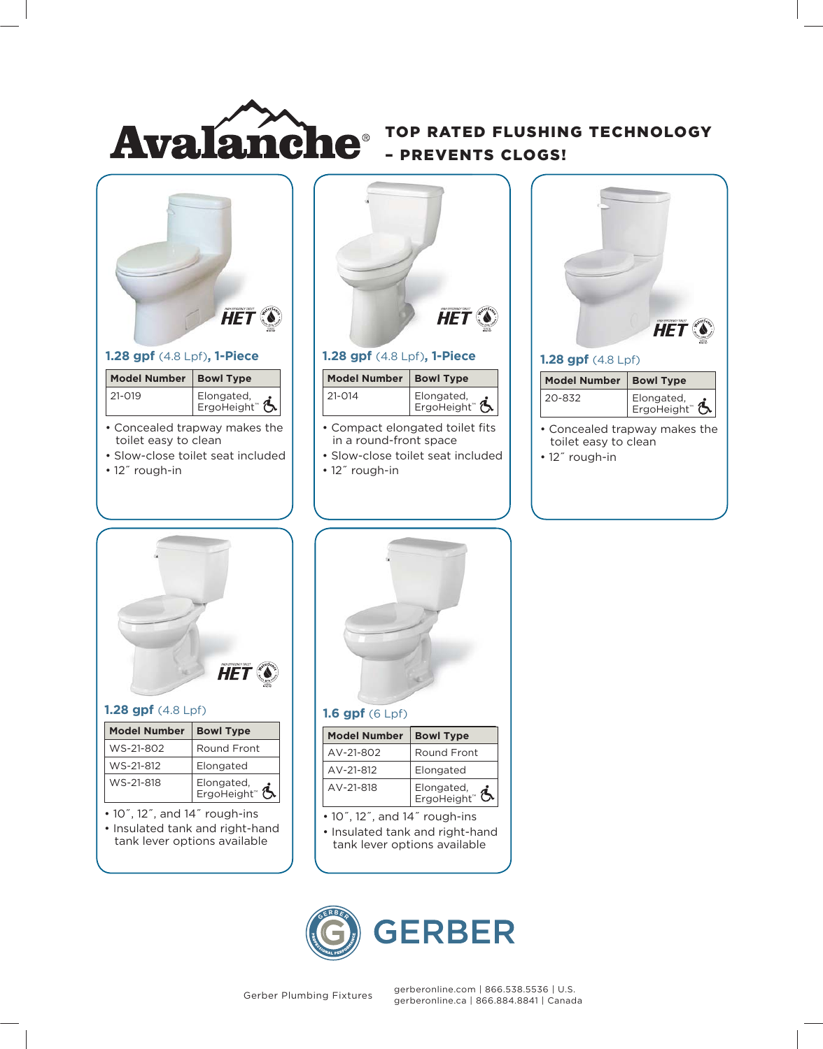# Avalanche®

## TOP RATED FLUSHING TECHNOLOGY – PREVENTS CLOGS!

**1.28 gpf** (4.8 Lpf)**, 1-Piece**

| Model Number | Bowl Type |
|---|---|
| 21-019 | Elongated, ErgoHeight™ |

- Concealed trapway makes the toilet easy to clean
- Slow-close toilet seat included
- 12″ rough-in

**1.28 gpf** (4.8 Lpf)**, 1-Piece**

| Model Number | Bowl Type |
|---|---|
| 21-014 | Elongated, ErgoHeight™ |

- Compact elongated toilet fits in a round-front space
- Slow-close toilet seat included
- 12″ rough-in

**1.28 gpf** (4.8 Lpf)

| Model Number | Bowl Type |
|---|---|
| 20-832 | Elongated, ErgoHeight™ |

- Concealed trapway makes the toilet easy to clean
- 12″ rough-in

**1.28 gpf** (4.8 Lpf)

| Model Number | Bowl Type |
|---|---|
| WS-21-802 | Round Front |
| WS-21-812 | Elongated |
| WS-21-818 | Elongated, ErgoHeight™ |

- 10″, 12″, and 14″ rough-ins
- Insulated tank and right-hand tank lever options available

**1.6 gpf** (6 Lpf)

| Model Number | Bowl Type |
|---|---|
| AV-21-802 | Round Front |
| AV-21-812 | Elongated |
| AV-21-818 | Elongated, ErgoHeight™ |

- 10″, 12″, and 14″ rough-ins
- Insulated tank and right-hand tank lever options available

GERBER

Gerber Plumbing Fixtures

gerberonline.com | 866.538.5536 | U.S.
gerberonline.ca | 866.884.8841 | Canada